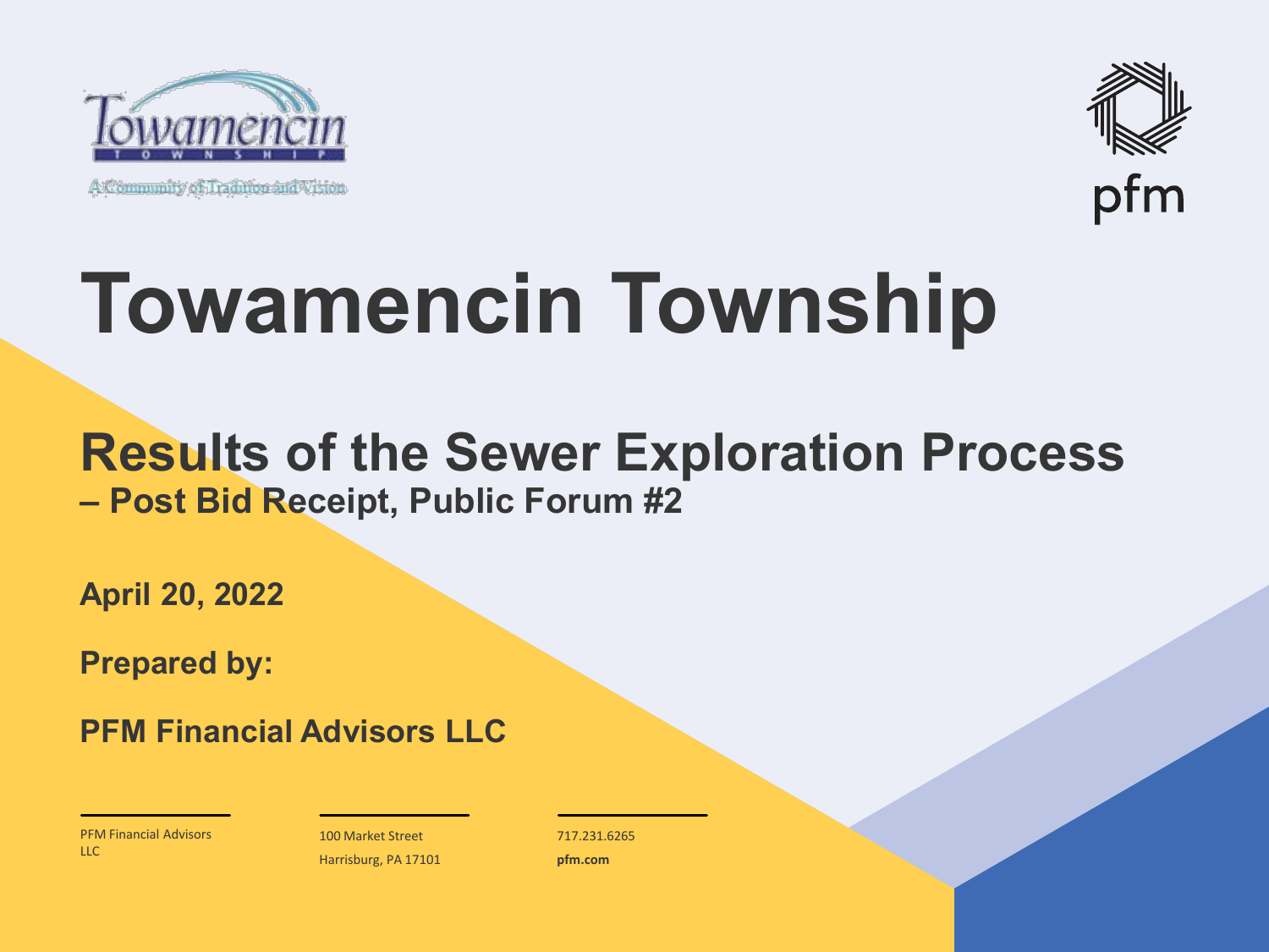Towamencin Township

A Community of Tradition and Vision

pfm

# Towamencin Township

## Results of the Sewer Exploration Process – Post Bid Receipt, Public Forum #2

**April 20, 2022**

**Prepared by:**

**PFM Financial Advisors LLC**

PFM Financial Advisors LLC

100 Market Street
Harrisburg, PA 17101

717.231.6265
**pfm.com**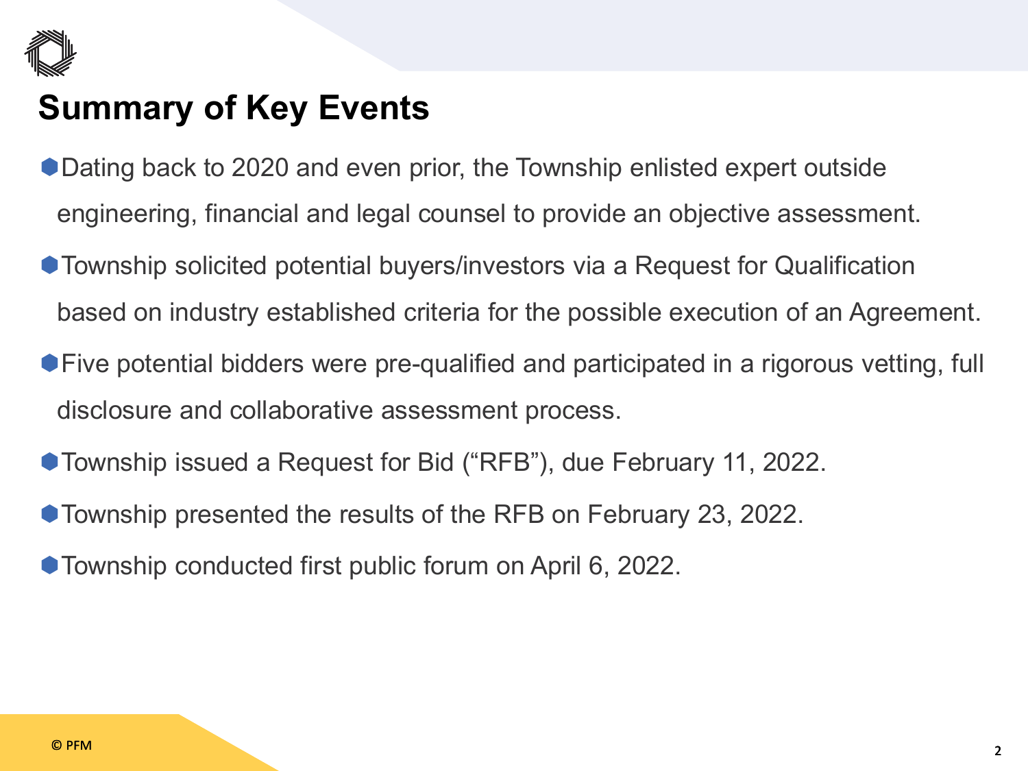# Summary of Key Events

- Dating back to 2020 and even prior, the Township enlisted expert outside engineering, financial and legal counsel to provide an objective assessment.
- Township solicited potential buyers/investors via a Request for Qualification based on industry established criteria for the possible execution of an Agreement.
- Five potential bidders were pre-qualified and participated in a rigorous vetting, full disclosure and collaborative assessment process.
- Township issued a Request for Bid ("RFB"), due February 11, 2022.
- Township presented the results of the RFB on February 23, 2022.
- Township conducted first public forum on April 6, 2022.

© PFM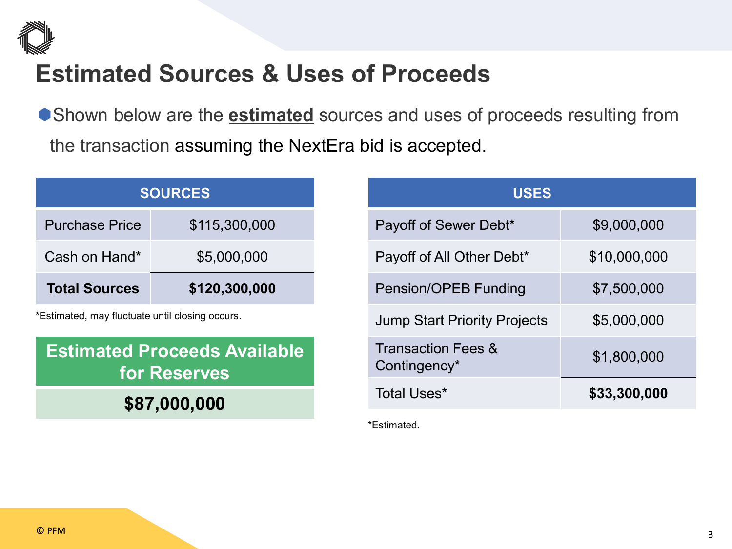# Estimated Sources & Uses of Proceeds

- Shown below are the **estimated** sources and uses of proceeds resulting from the transaction assuming the NextEra bid is accepted.

| SOURCES | |
|---|---|
| Purchase Price | $115,300,000 |
| Cash on Hand* | $5,000,000 |
| **Total Sources** | **$120,300,000** |

*Estimated, may fluctuate until closing occurs.

| Estimated Proceeds Available for Reserves |
|---|
| **$87,000,000** |

| USES | |
|---|---|
| Payoff of Sewer Debt* | $9,000,000 |
| Payoff of All Other Debt* | $10,000,000 |
| Pension/OPEB Funding | $7,500,000 |
| Jump Start Priority Projects | $5,000,000 |
| Transaction Fees & Contingency* | $1,800,000 |
| Total Uses* | **$33,300,000** |

*Estimated.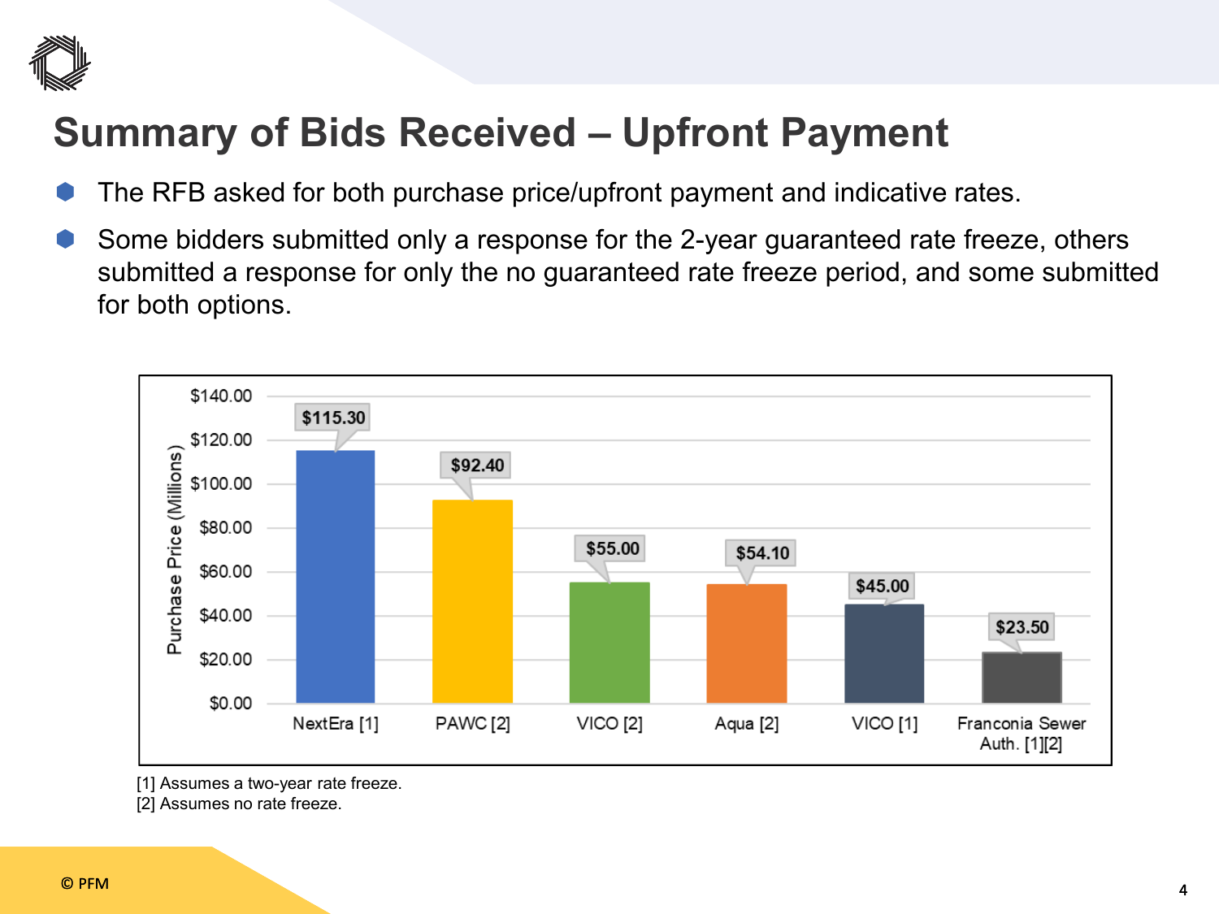# Summary of Bids Received – Upfront Payment

- The RFB asked for both purchase price/upfront payment and indicative rates.
- Some bidders submitted only a response for the 2-year guaranteed rate freeze, others submitted a response for only the no guaranteed rate freeze period, and some submitted for both options.

| Bidder | Purchase Price (Millions) |
| --- | --- |
| NextEra [1] | $115.30 |
| PAWC [2] | $92.40 |
| VICO [2] | $55.00 |
| Aqua [2] | $54.10 |
| VICO [1] | $45.00 |
| Franconia Sewer Auth. [1][2] | $23.50 |

[1] Assumes a two-year rate freeze.
[2] Assumes no rate freeze.

© PFM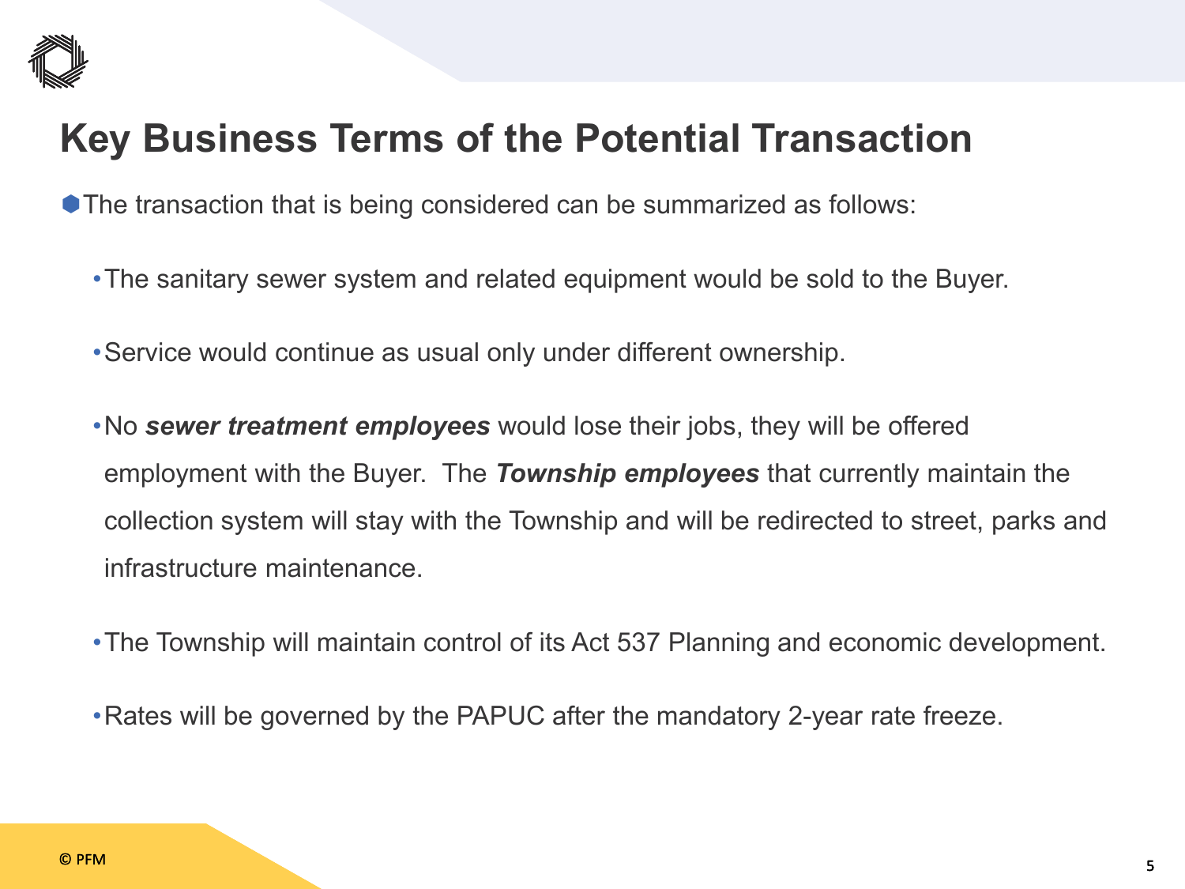# Key Business Terms of the Potential Transaction

- The transaction that is being considered can be summarized as follows:
  - The sanitary sewer system and related equipment would be sold to the Buyer.
  - Service would continue as usual only under different ownership.
  - No ***sewer treatment employees*** would lose their jobs, they will be offered employment with the Buyer. The ***Township employees*** that currently maintain the collection system will stay with the Township and will be redirected to street, parks and infrastructure maintenance.
  - The Township will maintain control of its Act 537 Planning and economic development.
  - Rates will be governed by the PAPUC after the mandatory 2-year rate freeze.

© PFM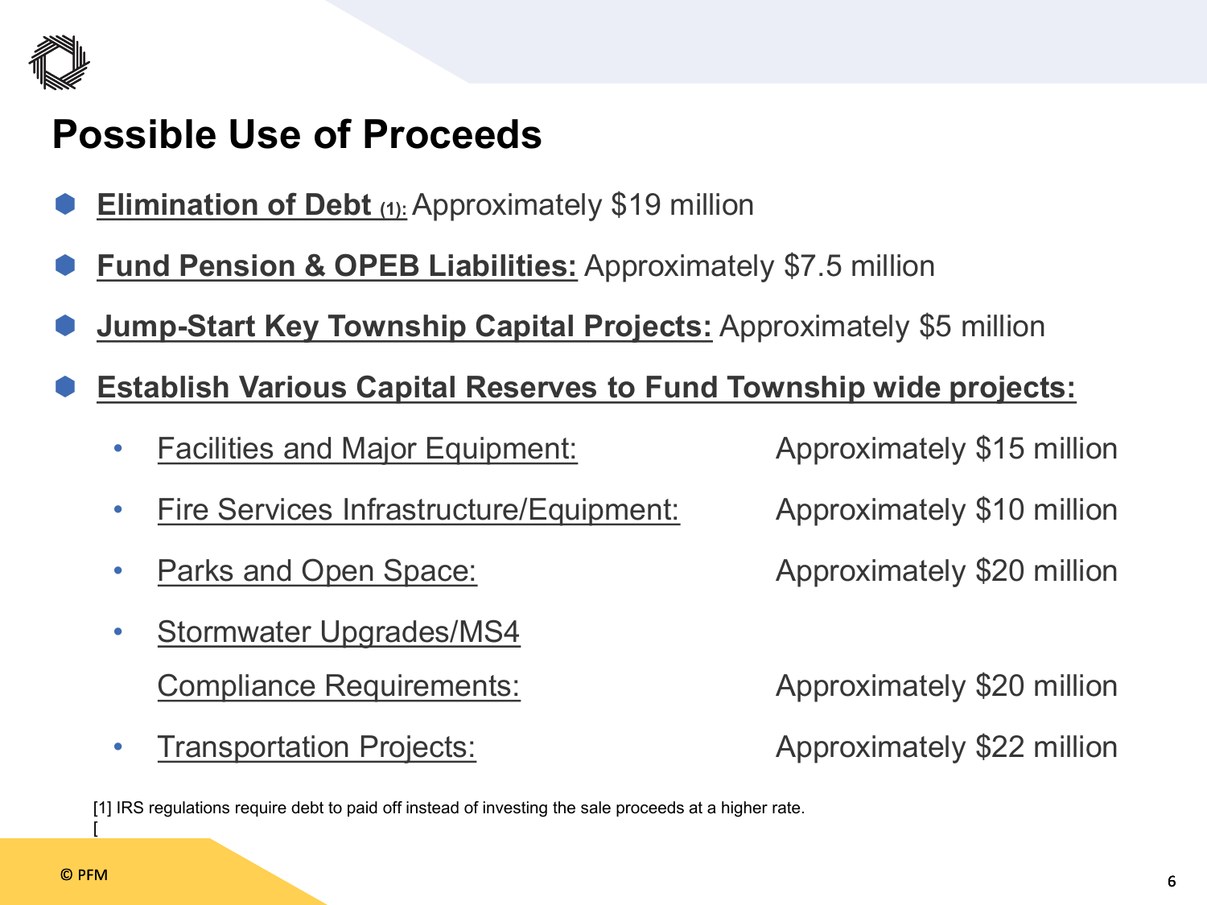# Possible Use of Proceeds

- **Elimination of Debt (1):** Approximately $19 million
- **Fund Pension & OPEB Liabilities:** Approximately $7.5 million
- **Jump-Start Key Township Capital Projects:** Approximately $5 million
- **Establish Various Capital Reserves to Fund Township wide projects:**
  - Facilities and Major Equipment: Approximately $15 million
  - Fire Services Infrastructure/Equipment: Approximately $10 million
  - Parks and Open Space: Approximately $20 million
  - Stormwater Upgrades/MS4 Compliance Requirements: Approximately $20 million
  - Transportation Projects: Approximately $22 million

[1] IRS regulations require debt to paid off instead of investing the sale proceeds at a higher rate.
[

© PFM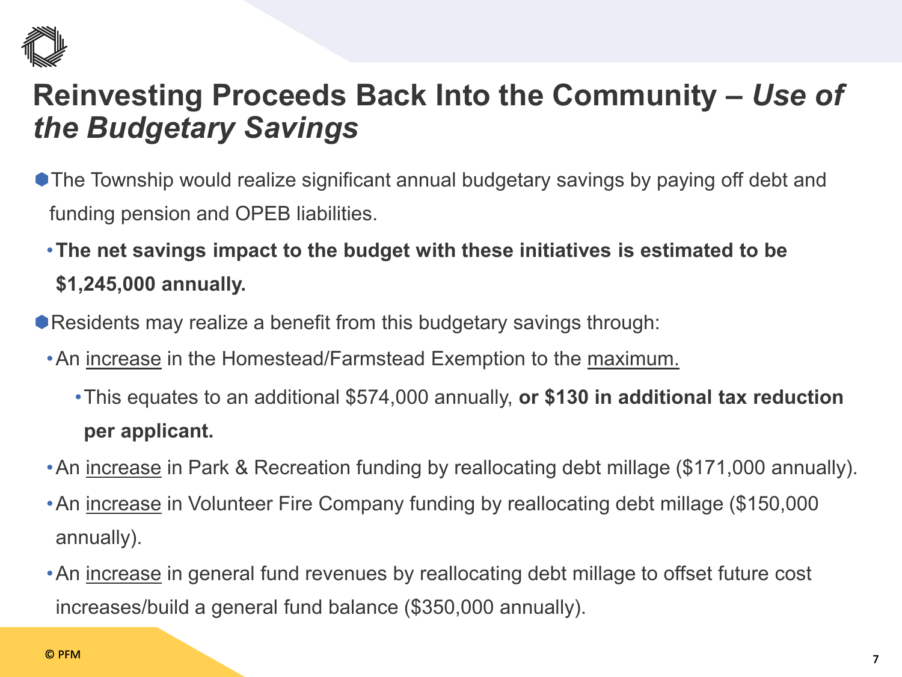# Reinvesting Proceeds Back Into the Community – *Use of the Budgetary Savings*

- The Township would realize significant annual budgetary savings by paying off debt and funding pension and OPEB liabilities.
  - **The net savings impact to the budget with these initiatives is estimated to be $1,245,000 annually.**
- Residents may realize a benefit from this budgetary savings through:
  - An <u>increase</u> in the Homestead/Farmstead Exemption to the <u>maximum.</u>
    - This equates to an additional $574,000 annually, **or $130 in additional tax reduction per applicant.**
  - An <u>increase</u> in Park & Recreation funding by reallocating debt millage ($171,000 annually).
  - An <u>increase</u> in Volunteer Fire Company funding by reallocating debt millage ($150,000 annually).
  - An <u>increase</u> in general fund revenues by reallocating debt millage to offset future cost increases/build a general fund balance ($350,000 annually).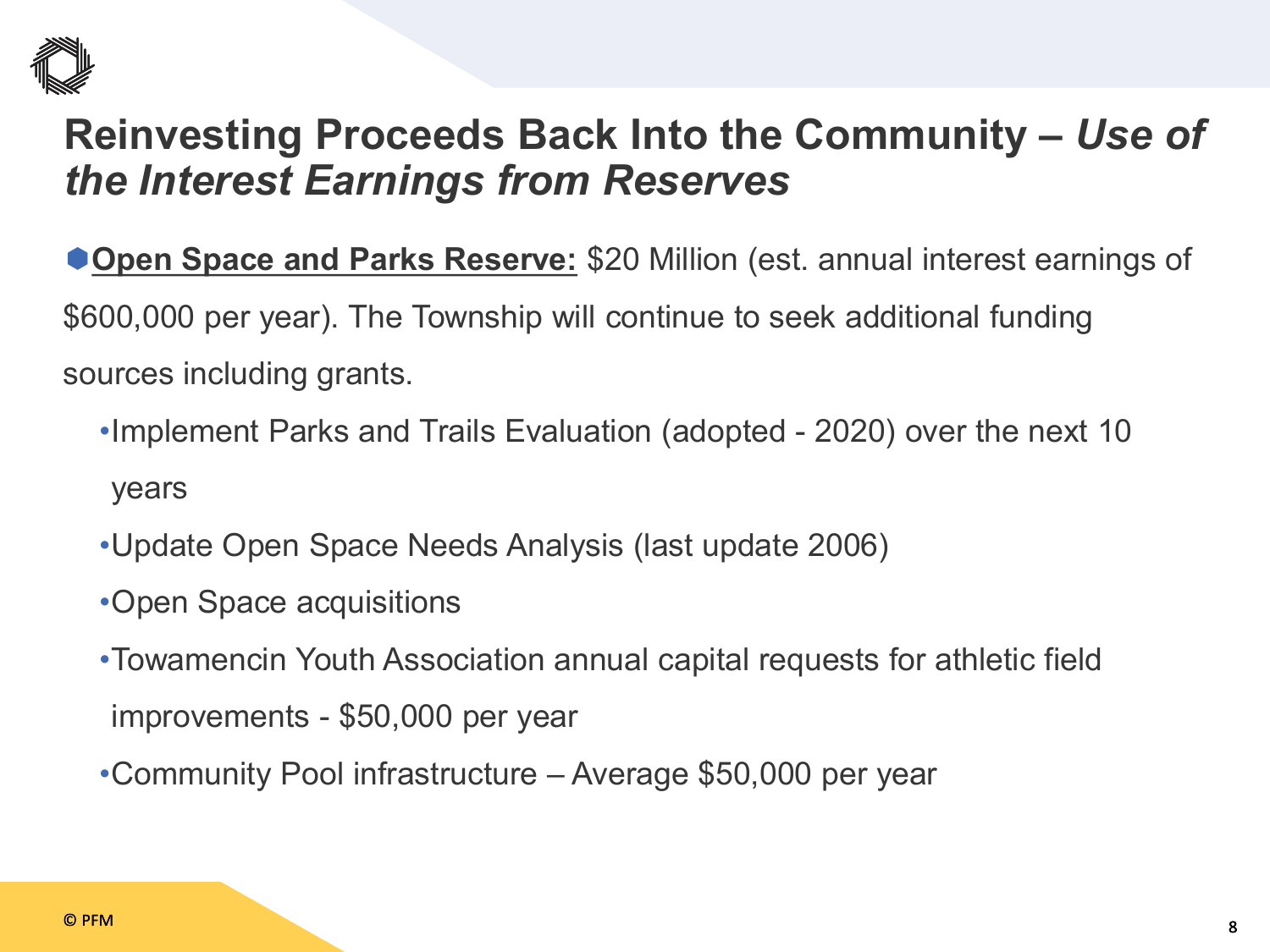# Reinvesting Proceeds Back Into the Community – *Use of the Interest Earnings from Reserves*

- **Open Space and Parks Reserve:** $20 Million (est. annual interest earnings of $600,000 per year). The Township will continue to seek additional funding sources including grants.
  - Implement Parks and Trails Evaluation (adopted - 2020) over the next 10 years
  - Update Open Space Needs Analysis (last update 2006)
  - Open Space acquisitions
  - Towamencin Youth Association annual capital requests for athletic field improvements - $50,000 per year
  - Community Pool infrastructure – Average $50,000 per year

© PFM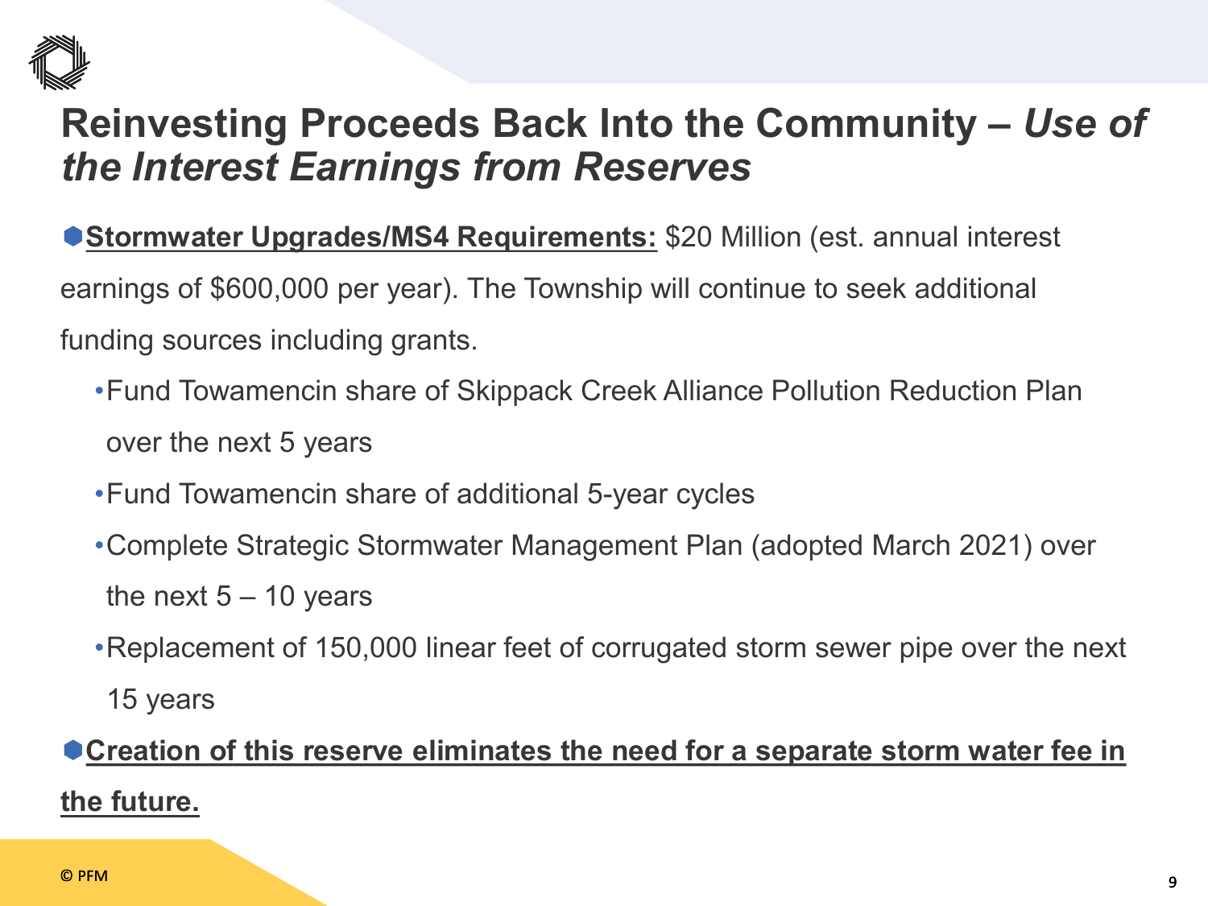# Reinvesting Proceeds Back Into the Community – *Use of the Interest Earnings from Reserves*

- **Stormwater Upgrades/MS4 Requirements:** $20 Million (est. annual interest earnings of $600,000 per year). The Township will continue to seek additional funding sources including grants.
  - Fund Towamencin share of Skippack Creek Alliance Pollution Reduction Plan over the next 5 years
  - Fund Towamencin share of additional 5-year cycles
  - Complete Strategic Stormwater Management Plan (adopted March 2021) over the next 5 – 10 years
  - Replacement of 150,000 linear feet of corrugated storm sewer pipe over the next 15 years
- **Creation of this reserve eliminates the need for a separate storm water fee in the future.**

© PFM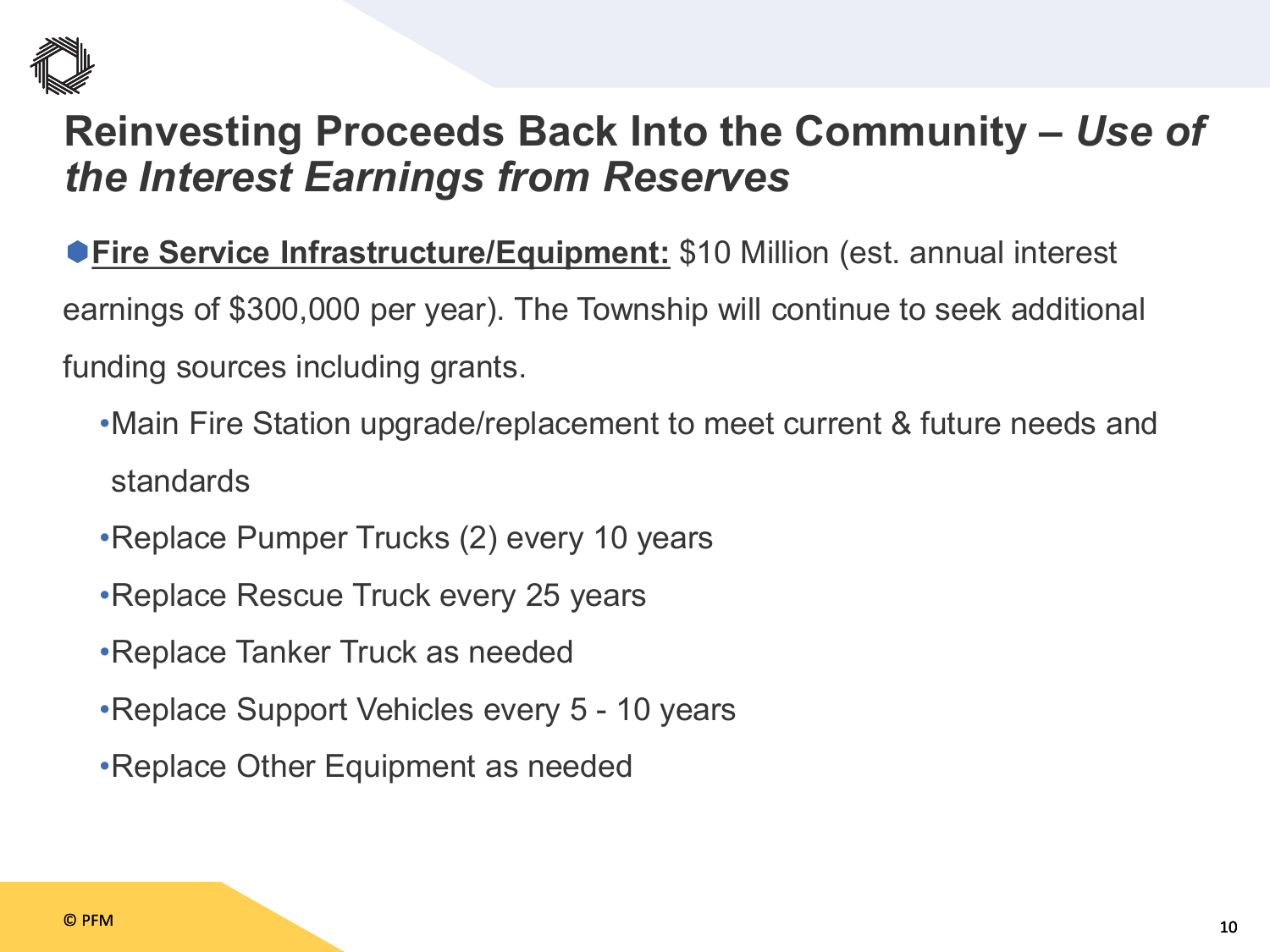# Reinvesting Proceeds Back Into the Community – *Use of the Interest Earnings from Reserves*

- **Fire Service Infrastructure/Equipment:** $10 Million (est. annual interest earnings of $300,000 per year). The Township will continue to seek additional funding sources including grants.
  - Main Fire Station upgrade/replacement to meet current & future needs and standards
  - Replace Pumper Trucks (2) every 10 years
  - Replace Rescue Truck every 25 years
  - Replace Tanker Truck as needed
  - Replace Support Vehicles every 5 - 10 years
  - Replace Other Equipment as needed

© PFM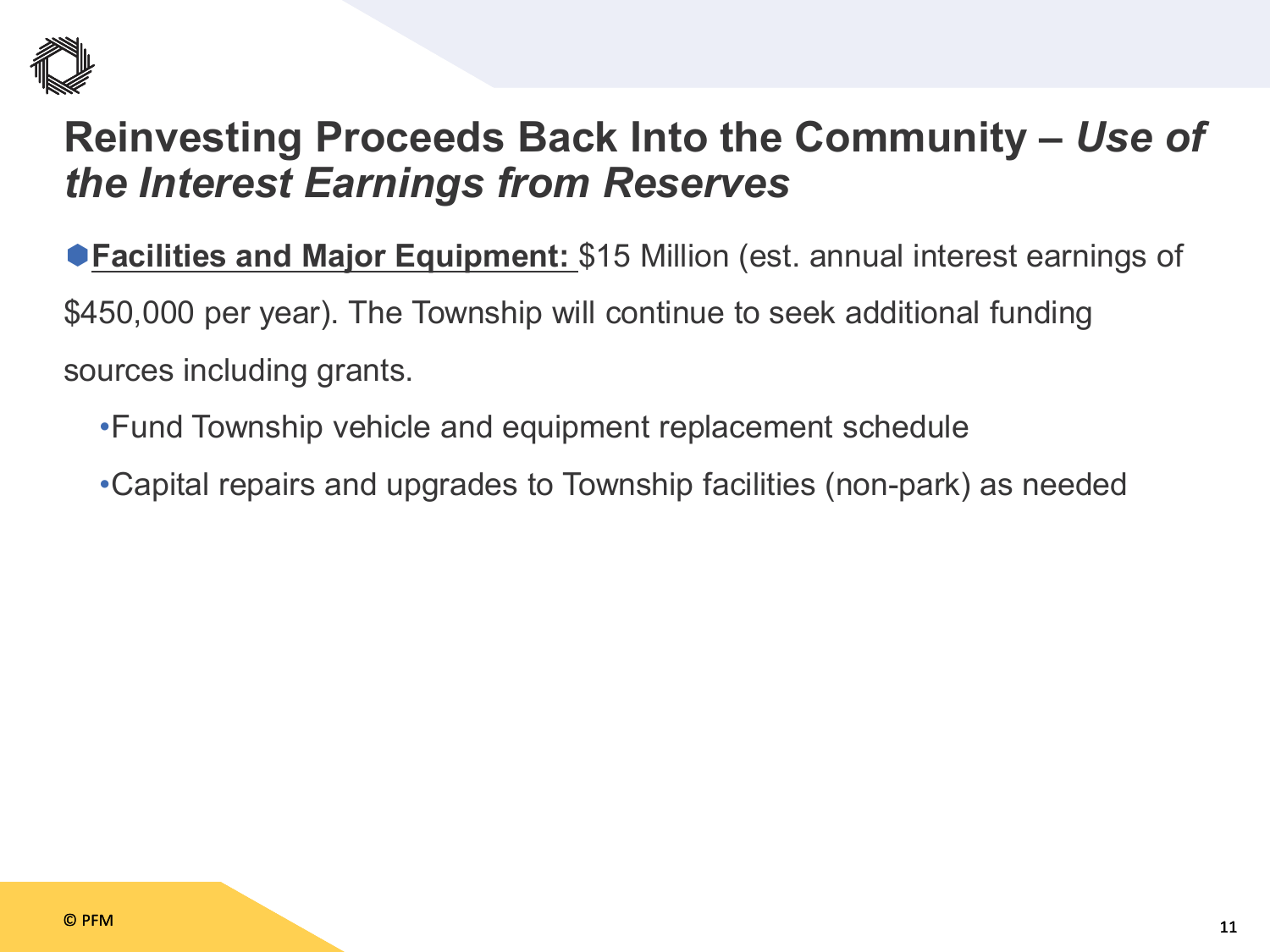# Reinvesting Proceeds Back Into the Community – *Use of the Interest Earnings from Reserves*

- **Facilities and Major Equipment:** $15 Million (est. annual interest earnings of $450,000 per year). The Township will continue to seek additional funding sources including grants.
  - Fund Township vehicle and equipment replacement schedule
  - Capital repairs and upgrades to Township facilities (non-park) as needed

© PFM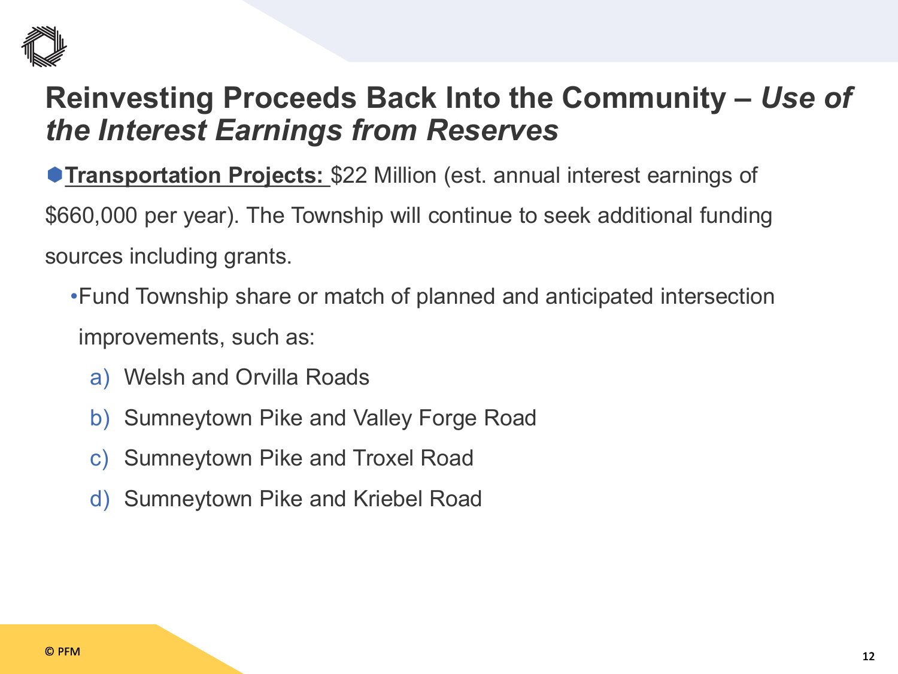# Reinvesting Proceeds Back Into the Community – *Use of the Interest Earnings from Reserves*

- **Transportation Projects:** $22 Million (est. annual interest earnings of $660,000 per year). The Township will continue to seek additional funding sources including grants.
  - Fund Township share or match of planned and anticipated intersection improvements, such as:
    - a) Welsh and Orvilla Roads
    - b) Sumneytown Pike and Valley Forge Road
    - c) Sumneytown Pike and Troxel Road
    - d) Sumneytown Pike and Kriebel Road

© PFM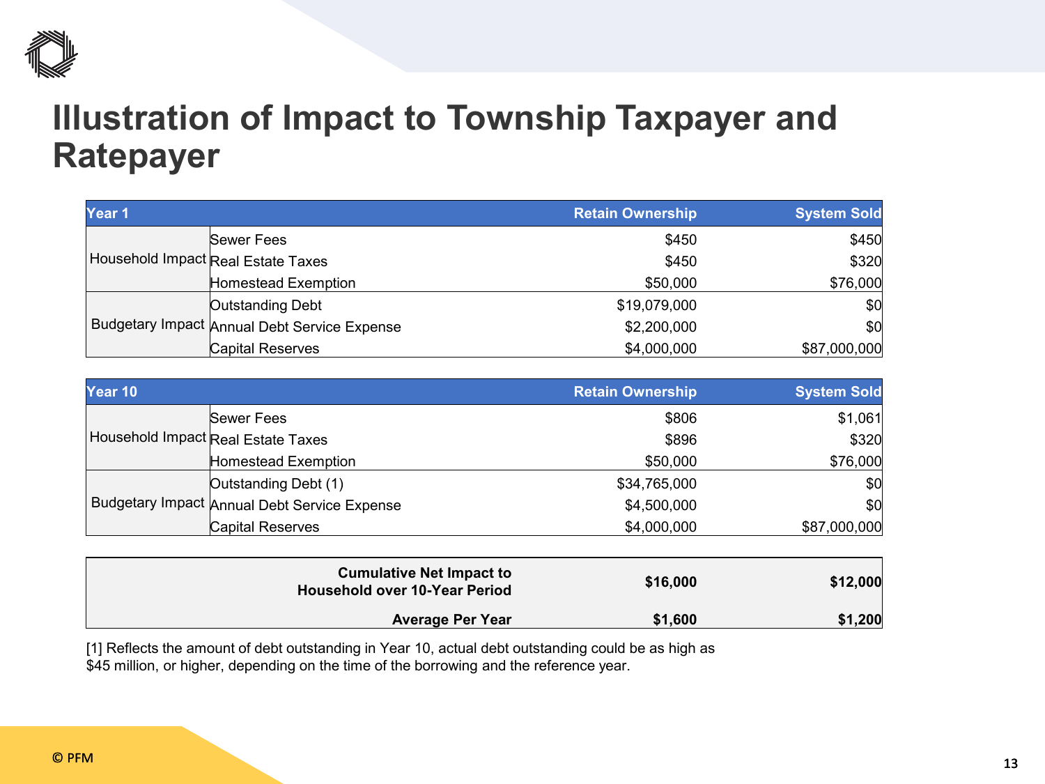# Illustration of Impact to Township Taxpayer and Ratepayer

| Year 1 | | Retain Ownership | System Sold |
|---|---|---|---|
| Household Impact | Sewer Fees | $450 | $450 |
| | Real Estate Taxes | $450 | $320 |
| | Homestead Exemption | $50,000 | $76,000 |
| Budgetary Impact | Outstanding Debt | $19,079,000 | $0 |
| | Annual Debt Service Expense | $2,200,000 | $0 |
| | Capital Reserves | $4,000,000 | $87,000,000 |

| Year 10 | | Retain Ownership | System Sold |
|---|---|---|---|
| Household Impact | Sewer Fees | $806 | $1,061 |
| | Real Estate Taxes | $896 | $320 |
| | Homestead Exemption | $50,000 | $76,000 |
| Budgetary Impact | Outstanding Debt (1) | $34,765,000 | $0 |
| | Annual Debt Service Expense | $4,500,000 | $0 |
| | Capital Reserves | $4,000,000 | $87,000,000 |

| | Retain Ownership | System Sold |
|---|---|---|
| **Cumulative Net Impact to Household over 10-Year Period** | **$16,000** | **$12,000** |
| **Average Per Year** | **$1,600** | **$1,200** |

[1] Reflects the amount of debt outstanding in Year 10, actual debt outstanding could be as high as $45 million, or higher, depending on the time of the borrowing and the reference year.

© PFM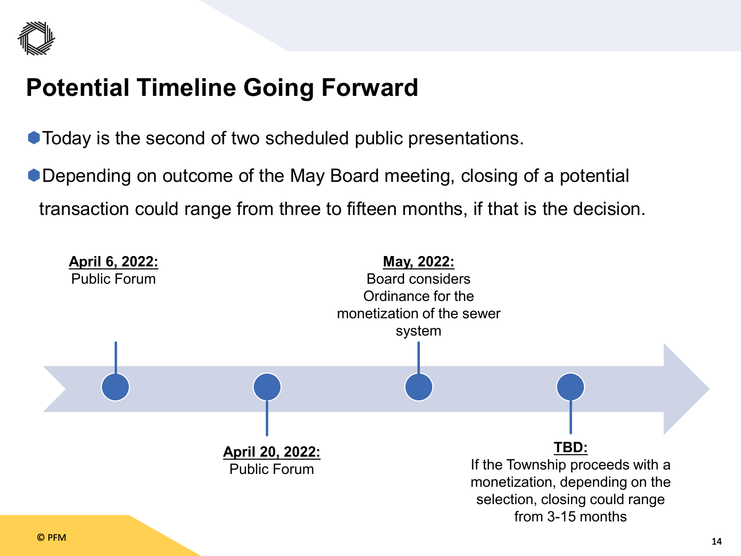# Potential Timeline Going Forward

- Today is the second of two scheduled public presentations.
- Depending on outcome of the May Board meeting, closing of a potential transaction could range from three to fifteen months, if that is the decision.

**April 6, 2022:**
Public Forum

**April 20, 2022:**
Public Forum

**May, 2022:**
Board considers Ordinance for the monetization of the sewer system

**TBD:**
If the Township proceeds with a monetization, depending on the selection, closing could range from 3-15 months

© PFM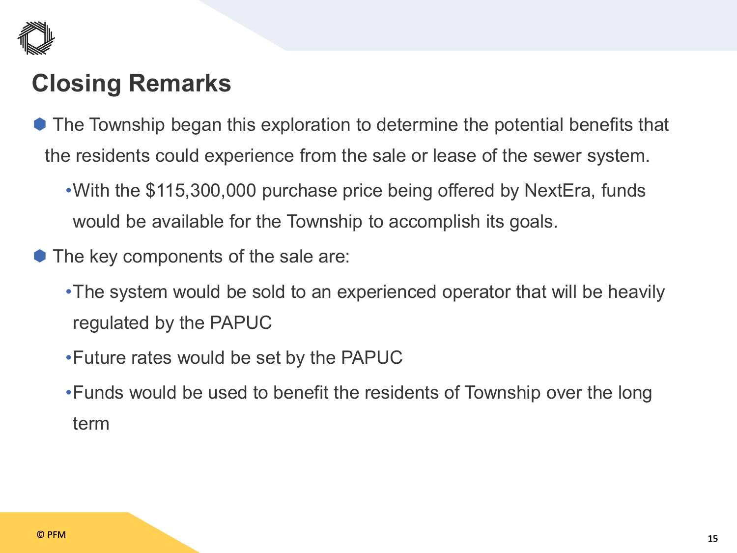## Closing Remarks

- The Township began this exploration to determine the potential benefits that the residents could experience from the sale or lease of the sewer system.
  - With the $115,300,000 purchase price being offered by NextEra, funds would be available for the Township to accomplish its goals.
- The key components of the sale are:
  - The system would be sold to an experienced operator that will be heavily regulated by the PAPUC
  - Future rates would be set by the PAPUC
  - Funds would be used to benefit the residents of Township over the long term

© PFM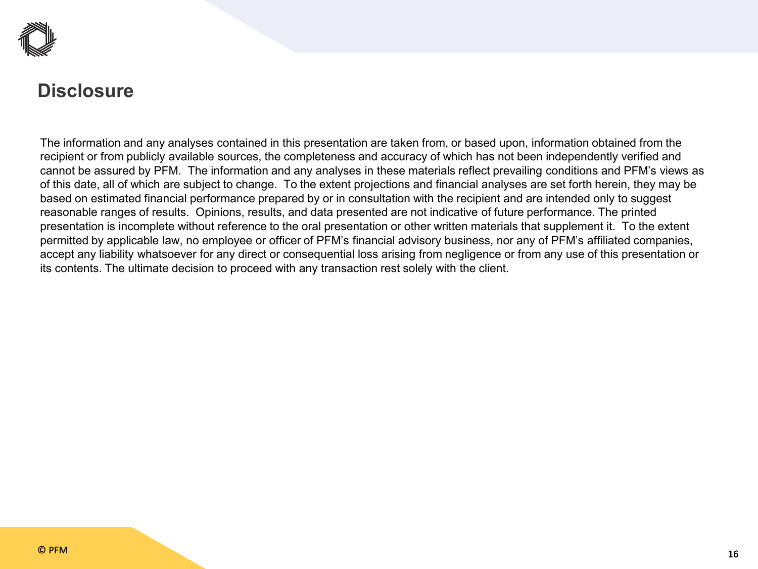## Disclosure

The information and any analyses contained in this presentation are taken from, or based upon, information obtained from the recipient or from publicly available sources, the completeness and accuracy of which has not been independently verified and cannot be assured by PFM. The information and any analyses in these materials reflect prevailing conditions and PFM's views as of this date, all of which are subject to change. To the extent projections and financial analyses are set forth herein, they may be based on estimated financial performance prepared by or in consultation with the recipient and are intended only to suggest reasonable ranges of results. Opinions, results, and data presented are not indicative of future performance. The printed presentation is incomplete without reference to the oral presentation or other written materials that supplement it. To the extent permitted by applicable law, no employee or officer of PFM's financial advisory business, nor any of PFM's affiliated companies, accept any liability whatsoever for any direct or consequential loss arising from negligence or from any use of this presentation or its contents. The ultimate decision to proceed with any transaction rest solely with the client.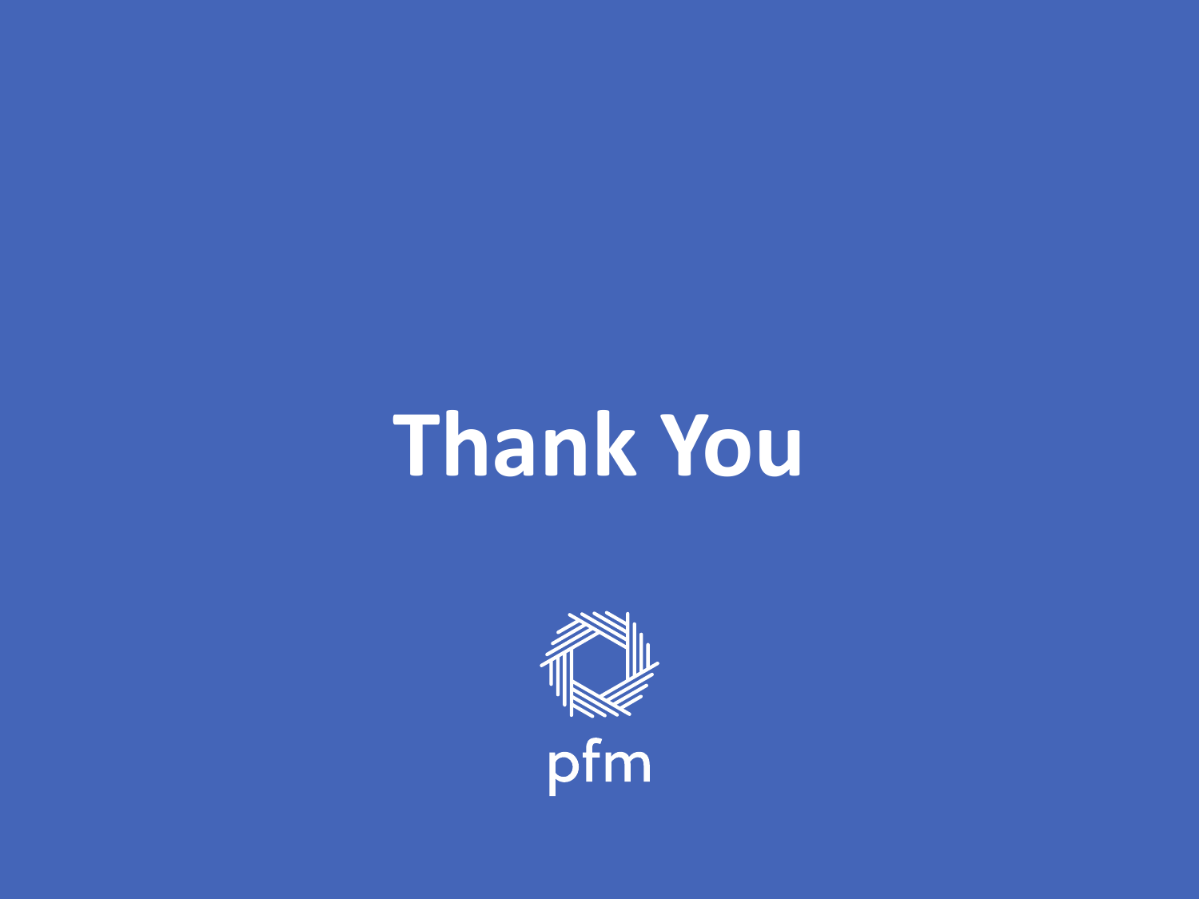# Thank You

pfm